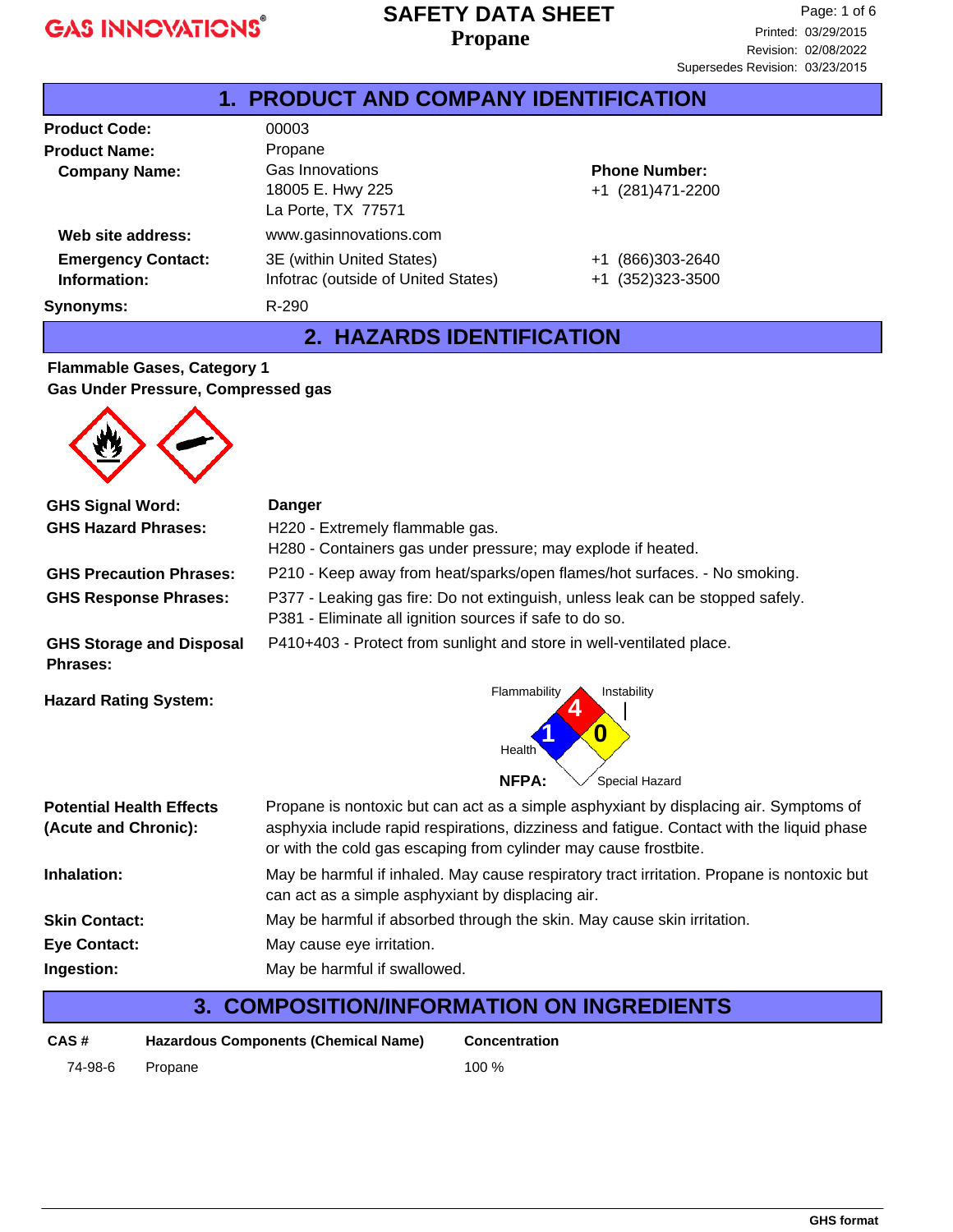# SAFETY DATA SHEET
## Propane

Printed: 03/29/2015
Revision: 02/08/2022
Supersedes Revision: 03/23/2015

## 1. PRODUCT AND COMPANY IDENTIFICATION

**Product Code:** 00003

**Product Name:** Propane

**Company Name:** Gas Innovations
18005 E. Hwy 225
La Porte, TX 77571

**Phone Number:** +1 (281)471-2200

**Web site address:** www.gasinnovations.com

**Emergency Contact: Information:**
3E (within United States) +1 (866)303-2640
Infotrac (outside of United States) +1 (352)323-3500

**Synonyms:** R-290

## 2. HAZARDS IDENTIFICATION

**Flammable Gases, Category 1**
**Gas Under Pressure, Compressed gas**

**GHS Signal Word:** **Danger**

**GHS Hazard Phrases:**
H220 - Extremely flammable gas.
H280 - Containers gas under pressure; may explode if heated.

**GHS Precaution Phrases:** P210 - Keep away from heat/sparks/open flames/hot surfaces. - No smoking.

**GHS Response Phrases:**
P377 - Leaking gas fire: Do not extinguish, unless leak can be stopped safely.
P381 - Eliminate all ignition sources if safe to do so.

**GHS Storage and Disposal Phrases:** P410+403 - Protect from sunlight and store in well-ventilated place.

**Hazard Rating System:**

NFPA: Flammability 4, Health 1, Instability 0, Special Hazard

**Potential Health Effects (Acute and Chronic):** Propane is nontoxic but can act as a simple asphyxiant by displacing air. Symptoms of asphyxia include rapid respirations, dizziness and fatigue. Contact with the liquid phase or with the cold gas escaping from cylinder may cause frostbite.

**Inhalation:** May be harmful if inhaled. May cause respiratory tract irritation. Propane is nontoxic but can act as a simple asphyxiant by displacing air.

**Skin Contact:** May be harmful if absorbed through the skin. May cause skin irritation.

**Eye Contact:** May cause eye irritation.

**Ingestion:** May be harmful if swallowed.

## 3. COMPOSITION/INFORMATION ON INGREDIENTS

| CAS # | Hazardous Components (Chemical Name) | Concentration |
|---|---|---|
| 74-98-6 | Propane | 100 % |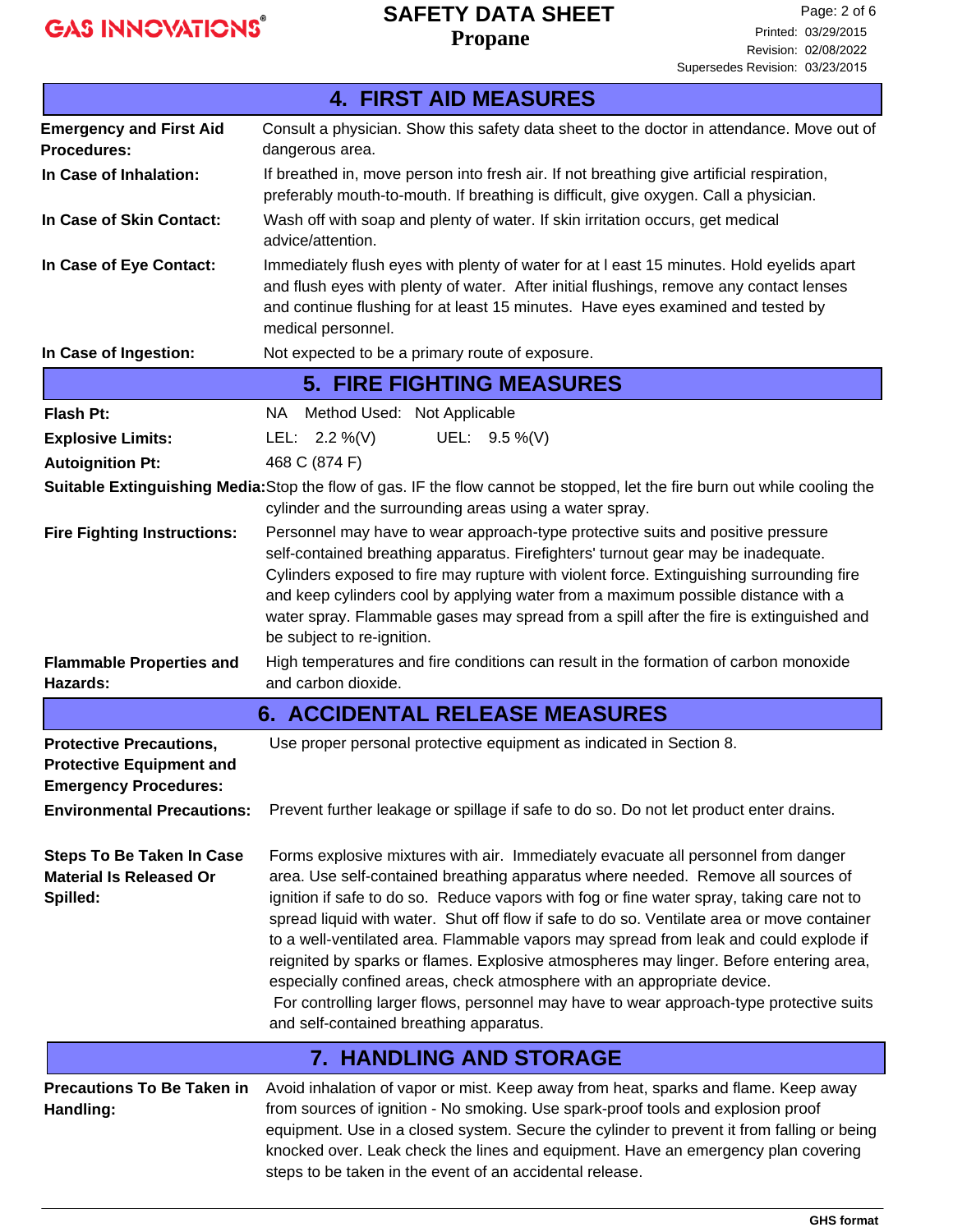## 4. FIRST AID MEASURES

**Emergency and First Aid Procedures:** Consult a physician. Show this safety data sheet to the doctor in attendance. Move out of dangerous area.

**In Case of Inhalation:** If breathed in, move person into fresh air. If not breathing give artificial respiration, preferably mouth-to-mouth. If breathing is difficult, give oxygen. Call a physician.

**In Case of Skin Contact:** Wash off with soap and plenty of water. If skin irritation occurs, get medical advice/attention.

**In Case of Eye Contact:** Immediately flush eyes with plenty of water for at l east 15 minutes. Hold eyelids apart and flush eyes with plenty of water. After initial flushings, remove any contact lenses and continue flushing for at least 15 minutes. Have eyes examined and tested by medical personnel.

**In Case of Ingestion:** Not expected to be a primary route of exposure.

## 5. FIRE FIGHTING MEASURES

**Flash Pt:** NA Method Used: Not Applicable

**Explosive Limits:** LEL: 2.2 %(V) UEL: 9.5 %(V)

**Autoignition Pt:** 468 C (874 F)

**Suitable Extinguishing Media:** Stop the flow of gas. IF the flow cannot be stopped, let the fire burn out while cooling the cylinder and the surrounding areas using a water spray.

**Fire Fighting Instructions:** Personnel may have to wear approach-type protective suits and positive pressure self-contained breathing apparatus. Firefighters' turnout gear may be inadequate. Cylinders exposed to fire may rupture with violent force. Extinguishing surrounding fire and keep cylinders cool by applying water from a maximum possible distance with a water spray. Flammable gases may spread from a spill after the fire is extinguished and be subject to re-ignition.

**Flammable Properties and Hazards:** High temperatures and fire conditions can result in the formation of carbon monoxide and carbon dioxide.

## 6. ACCIDENTAL RELEASE MEASURES

**Protective Precautions, Protective Equipment and Emergency Procedures:** Use proper personal protective equipment as indicated in Section 8.

**Environmental Precautions:** Prevent further leakage or spillage if safe to do so. Do not let product enter drains.

**Steps To Be Taken In Case Material Is Released Or Spilled:** Forms explosive mixtures with air. Immediately evacuate all personnel from danger area. Use self-contained breathing apparatus where needed. Remove all sources of ignition if safe to do so. Reduce vapors with fog or fine water spray, taking care not to spread liquid with water. Shut off flow if safe to do so. Ventilate area or move container to a well-ventilated area. Flammable vapors may spread from leak and could explode if reignited by sparks or flames. Explosive atmospheres may linger. Before entering area, especially confined areas, check atmosphere with an appropriate device.
For controlling larger flows, personnel may have to wear approach-type protective suits and self-contained breathing apparatus.

## 7. HANDLING AND STORAGE

**Precautions To Be Taken in Handling:** Avoid inhalation of vapor or mist. Keep away from heat, sparks and flame. Keep away from sources of ignition - No smoking. Use spark-proof tools and explosion proof equipment. Use in a closed system. Secure the cylinder to prevent it from falling or being knocked over. Leak check the lines and equipment. Have an emergency plan covering steps to be taken in the event of an accidental release.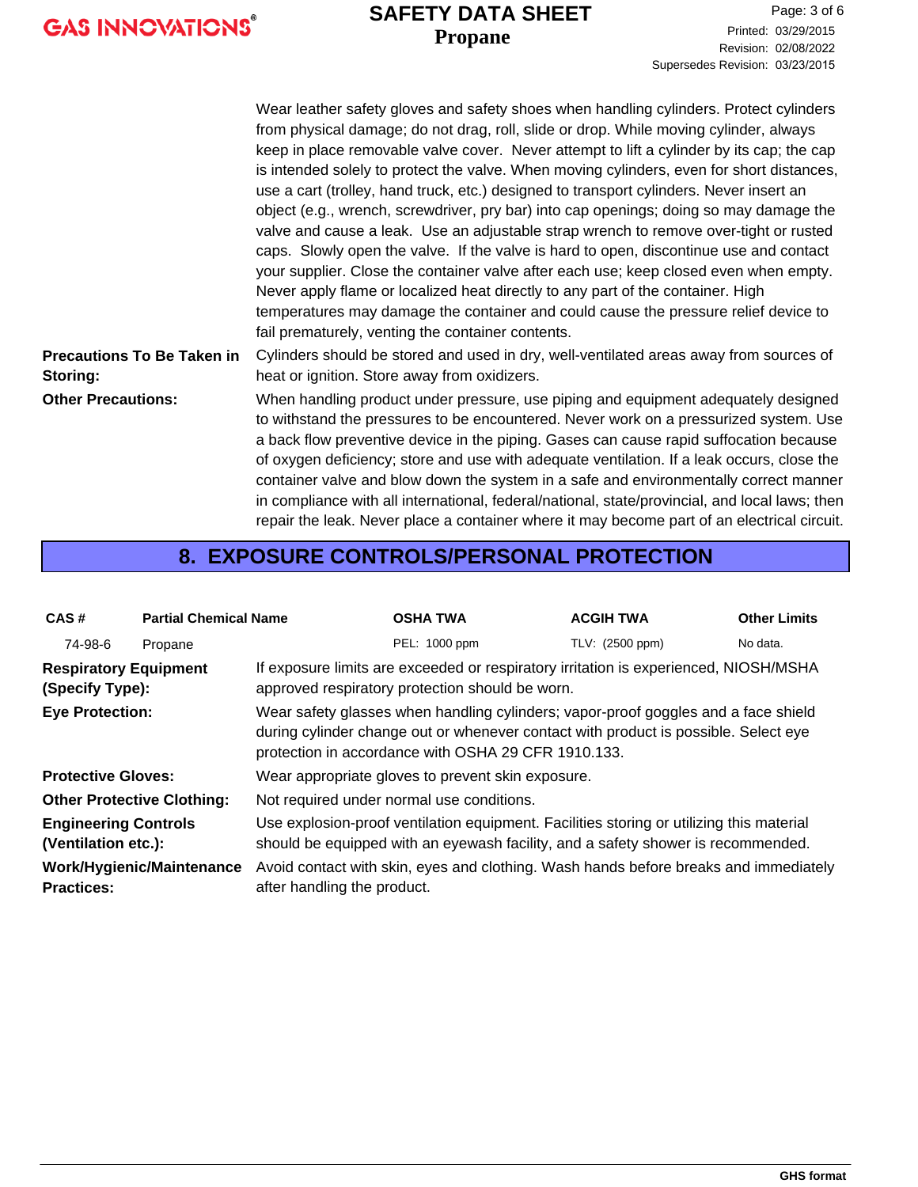Wear leather safety gloves and safety shoes when handling cylinders. Protect cylinders from physical damage; do not drag, roll, slide or drop. While moving cylinder, always keep in place removable valve cover. Never attempt to lift a cylinder by its cap; the cap is intended solely to protect the valve. When moving cylinders, even for short distances, use a cart (trolley, hand truck, etc.) designed to transport cylinders. Never insert an object (e.g., wrench, screwdriver, pry bar) into cap openings; doing so may damage the valve and cause a leak. Use an adjustable strap wrench to remove over-tight or rusted caps. Slowly open the valve. If the valve is hard to open, discontinue use and contact your supplier. Close the container valve after each use; keep closed even when empty. Never apply flame or localized heat directly to any part of the container. High temperatures may damage the container and could cause the pressure relief device to fail prematurely, venting the container contents.

**Precautions To Be Taken in Storing:** Cylinders should be stored and used in dry, well-ventilated areas away from sources of heat or ignition. Store away from oxidizers.

**Other Precautions:** When handling product under pressure, use piping and equipment adequately designed to withstand the pressures to be encountered. Never work on a pressurized system. Use a back flow preventive device in the piping. Gases can cause rapid suffocation because of oxygen deficiency; store and use with adequate ventilation. If a leak occurs, close the container valve and blow down the system in a safe and environmentally correct manner in compliance with all international, federal/national, state/provincial, and local laws; then repair the leak. Never place a container where it may become part of an electrical circuit.

## 8. EXPOSURE CONTROLS/PERSONAL PROTECTION

| CAS # | Partial Chemical Name | OSHA TWA | ACGIH TWA | Other Limits |
|---|---|---|---|---|
| 74-98-6 | Propane | PEL: 1000 ppm | TLV: (2500 ppm) | No data. |

**Respiratory Equipment (Specify Type):** If exposure limits are exceeded or respiratory irritation is experienced, NIOSH/MSHA approved respiratory protection should be worn.

**Eye Protection:** Wear safety glasses when handling cylinders; vapor-proof goggles and a face shield during cylinder change out or whenever contact with product is possible. Select eye protection in accordance with OSHA 29 CFR 1910.133.

**Protective Gloves:** Wear appropriate gloves to prevent skin exposure.

**Other Protective Clothing:** Not required under normal use conditions.

**Engineering Controls (Ventilation etc.):** Use explosion-proof ventilation equipment. Facilities storing or utilizing this material should be equipped with an eyewash facility, and a safety shower is recommended.

**Work/Hygienic/Maintenance Practices:** Avoid contact with skin, eyes and clothing. Wash hands before breaks and immediately after handling the product.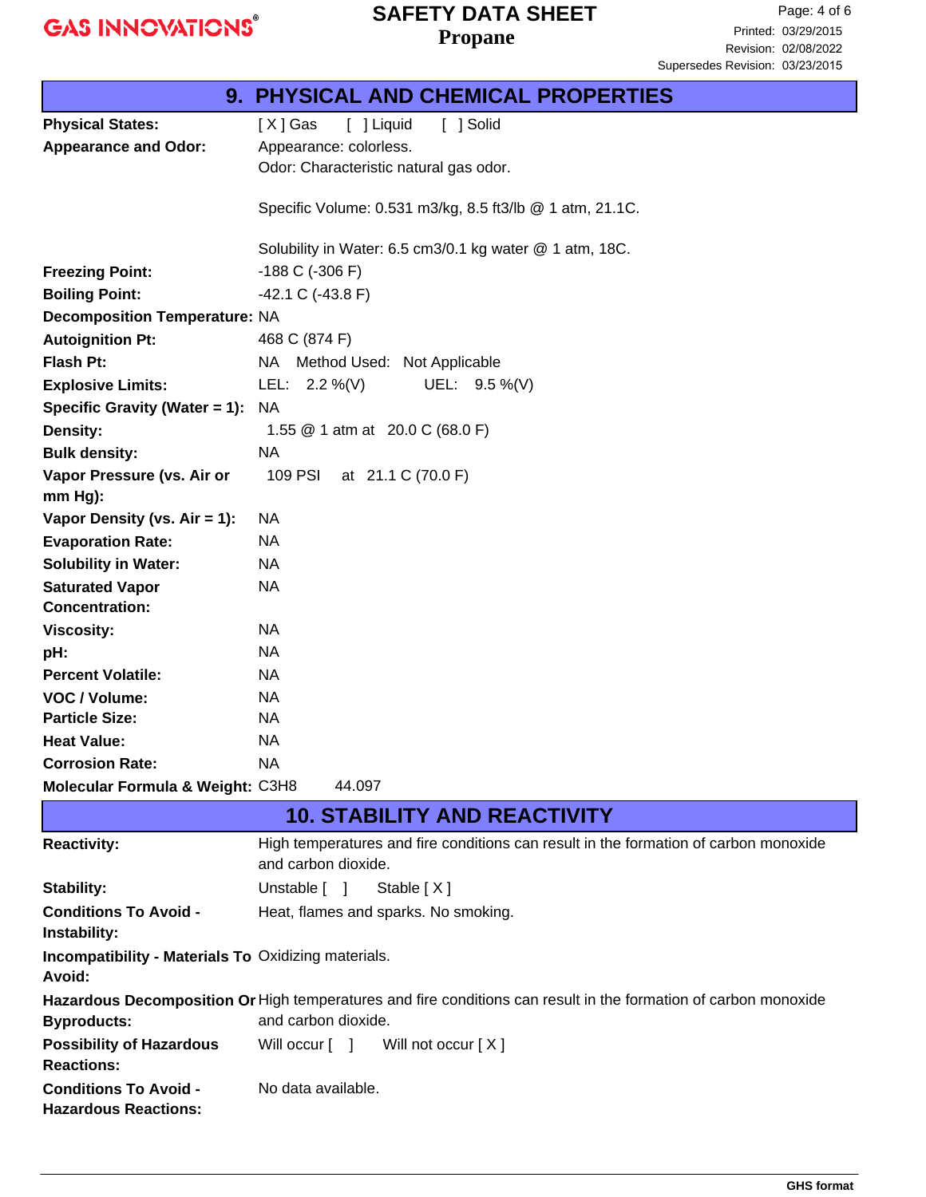## 9. PHYSICAL AND CHEMICAL PROPERTIES

| Property | Value |
|---|---|
| **Physical States:** | [ X ] Gas [ ] Liquid [ ] Solid |
| **Appearance and Odor:** | Appearance: colorless.<br>Odor: Characteristic natural gas odor.<br><br>Specific Volume: 0.531 m3/kg, 8.5 ft3/lb @ 1 atm, 21.1C.<br><br>Solubility in Water: 6.5 cm3/0.1 kg water @ 1 atm, 18C. |
| **Freezing Point:** | -188 C (-306 F) |
| **Boiling Point:** | -42.1 C (-43.8 F) |
| **Decomposition Temperature:** | NA |
| **Autoignition Pt:** | 468 C (874 F) |
| **Flash Pt:** | NA Method Used: Not Applicable |
| **Explosive Limits:** | LEL: 2.2 %(V) UEL: 9.5 %(V) |
| **Specific Gravity (Water = 1):** | NA |
| **Density:** | 1.55 @ 1 atm at 20.0 C (68.0 F) |
| **Bulk density:** | NA |
| **Vapor Pressure (vs. Air or mm Hg):** | 109 PSI at 21.1 C (70.0 F) |
| **Vapor Density (vs. Air = 1):** | NA |
| **Evaporation Rate:** | NA |
| **Solubility in Water:** | NA |
| **Saturated Vapor Concentration:** | NA |
| **Viscosity:** | NA |
| **pH:** | NA |
| **Percent Volatile:** | NA |
| **VOC / Volume:** | NA |
| **Particle Size:** | NA |
| **Heat Value:** | NA |
| **Corrosion Rate:** | NA |
| **Molecular Formula & Weight:** | $C_3H_8$ 44.097 |

## 10. STABILITY AND REACTIVITY

| Property | Value |
|---|---|
| **Reactivity:** | High temperatures and fire conditions can result in the formation of carbon monoxide and carbon dioxide. |
| **Stability:** | Unstable [ ] Stable [ X ] |
| **Conditions To Avoid - Instability:** | Heat, flames and sparks. No smoking. |
| **Incompatibility - Materials To Avoid:** | Oxidizing materials. |
| **Hazardous Decomposition Or Byproducts:** | High temperatures and fire conditions can result in the formation of carbon monoxide and carbon dioxide. |
| **Possibility of Hazardous Reactions:** | Will occur [ ] Will not occur [ X ] |
| **Conditions To Avoid - Hazardous Reactions:** | No data available. |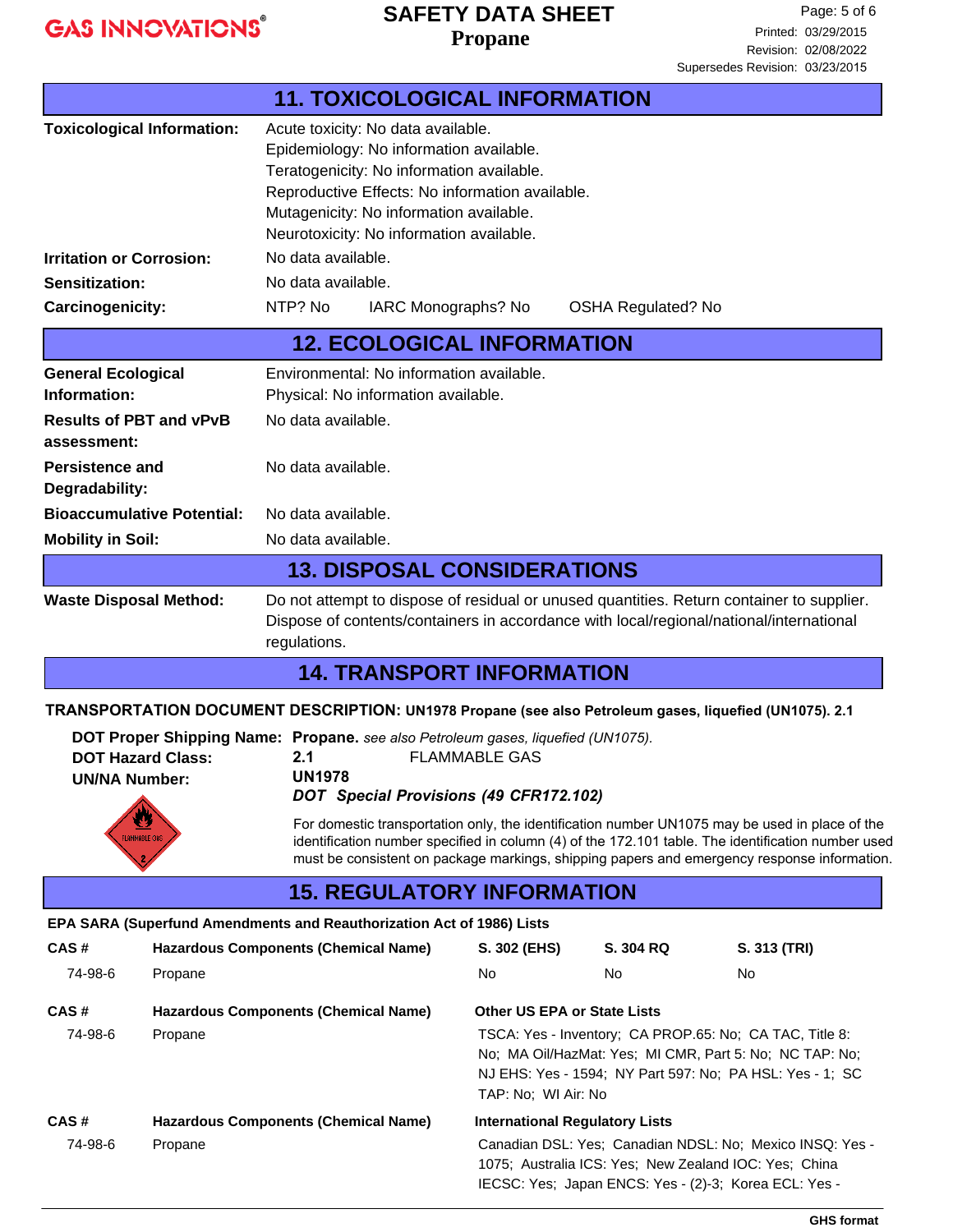## 11. TOXICOLOGICAL INFORMATION

**Toxicological Information:**
Acute toxicity: No data available.
Epidemiology: No information available.
Teratogenicity: No information available.
Reproductive Effects: No information available.
Mutagenicity: No information available.
Neurotoxicity: No information available.

**Irritation or Corrosion:** No data available.

**Sensitization:** No data available.

**Carcinogenicity:** NTP? No IARC Monographs? No OSHA Regulated? No

## 12. ECOLOGICAL INFORMATION

**General Ecological Information:**
Environmental: No information available.
Physical: No information available.

**Results of PBT and vPvB assessment:** No data available.

**Persistence and Degradability:** No data available.

**Bioaccumulative Potential:** No data available.

**Mobility in Soil:** No data available.

## 13. DISPOSAL CONSIDERATIONS

**Waste Disposal Method:** Do not attempt to dispose of residual or unused quantities. Return container to supplier. Dispose of contents/containers in accordance with local/regional/national/international regulations.

## 14. TRANSPORT INFORMATION

**TRANSPORTATION DOCUMENT DESCRIPTION: UN1978 Propane (see also Petroleum gases, liquefied (UN1075). 2.1**

**DOT Proper Shipping Name:** **Propane.** *see also Petroleum gases, liquefied (UN1075).*
**DOT Hazard Class:** **2.1** FLAMMABLE GAS
**UN/NA Number:** **UN1978**

***DOT Special Provisions (49 CFR172.102)***

For domestic transportation only, the identification number UN1075 may be used in place of the identification number specified in column (4) of the 172.101 table. The identification number used must be consistent on package markings, shipping papers and emergency response information.

## 15. REGULATORY INFORMATION

**EPA SARA (Superfund Amendments and Reauthorization Act of 1986) Lists**

| CAS # | Hazardous Components (Chemical Name) | S. 302 (EHS) | S. 304 RQ | S. 313 (TRI) |
|---|---|---|---|---|
| 74-98-6 | Propane | No | No | No |

| CAS # | Hazardous Components (Chemical Name) | Other US EPA or State Lists |
|---|---|---|
| 74-98-6 | Propane | TSCA: Yes - Inventory; CA PROP.65: No; CA TAC, Title 8: No; MA Oil/HazMat: Yes; MI CMR, Part 5: No; NC TAP: No; NJ EHS: Yes - 1594; NY Part 597: No; PA HSL: Yes - 1; SC TAP: No; WI Air: No |

| CAS # | Hazardous Components (Chemical Name) | International Regulatory Lists |
|---|---|---|
| 74-98-6 | Propane | Canadian DSL: Yes; Canadian NDSL: No; Mexico INSQ: Yes - 1075; Australia ICS: Yes; New Zealand IOC: Yes; China IECSC: Yes; Japan ENCS: Yes - (2)-3; Korea ECL: Yes - |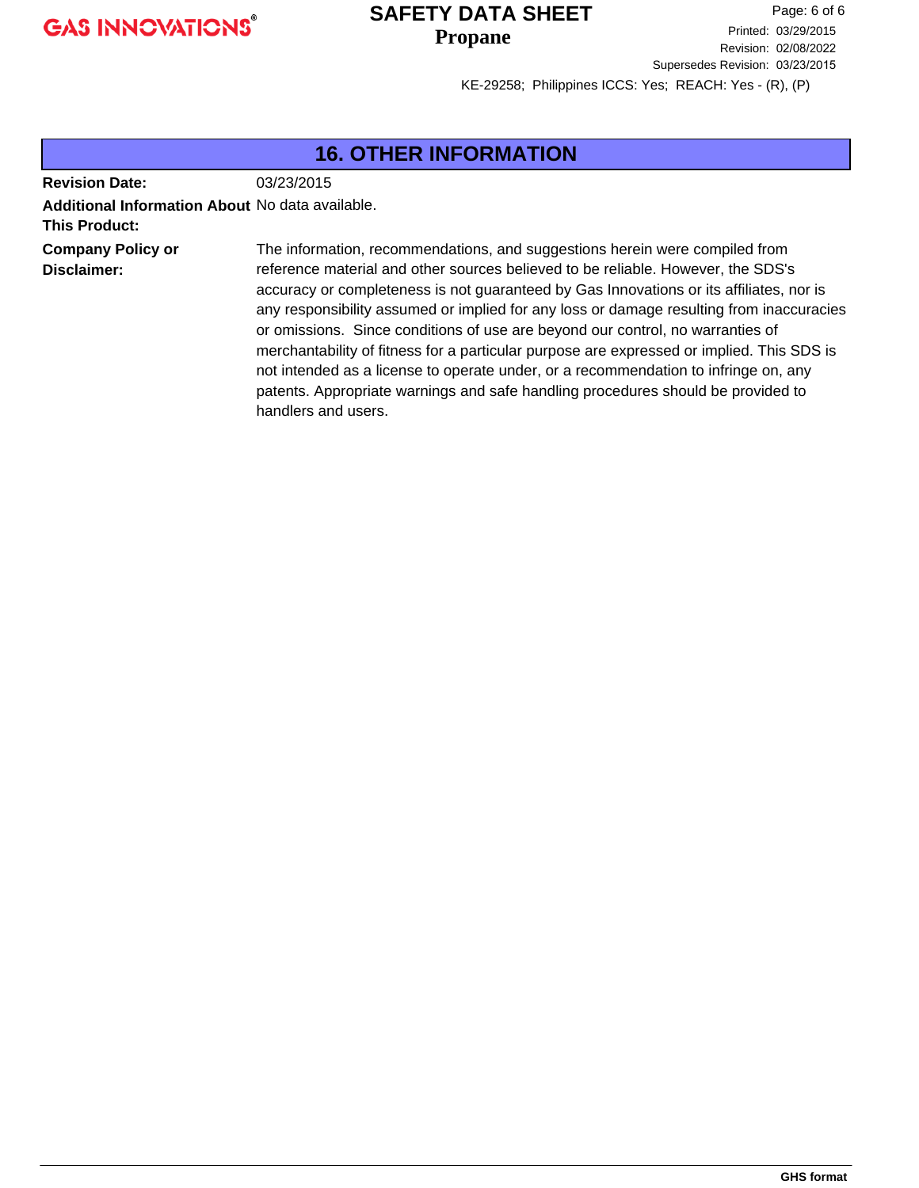## 16. OTHER INFORMATION

**Revision Date:** 03/23/2015

**Additional Information About This Product:** No data available.

**Company Policy or Disclaimer:** The information, recommendations, and suggestions herein were compiled from reference material and other sources believed to be reliable. However, the SDS's accuracy or completeness is not guaranteed by Gas Innovations or its affiliates, nor is any responsibility assumed or implied for any loss or damage resulting from inaccuracies or omissions. Since conditions of use are beyond our control, no warranties of merchantability of fitness for a particular purpose are expressed or implied. This SDS is not intended as a license to operate under, or a recommendation to infringe on, any patents. Appropriate warnings and safe handling procedures should be provided to handlers and users.